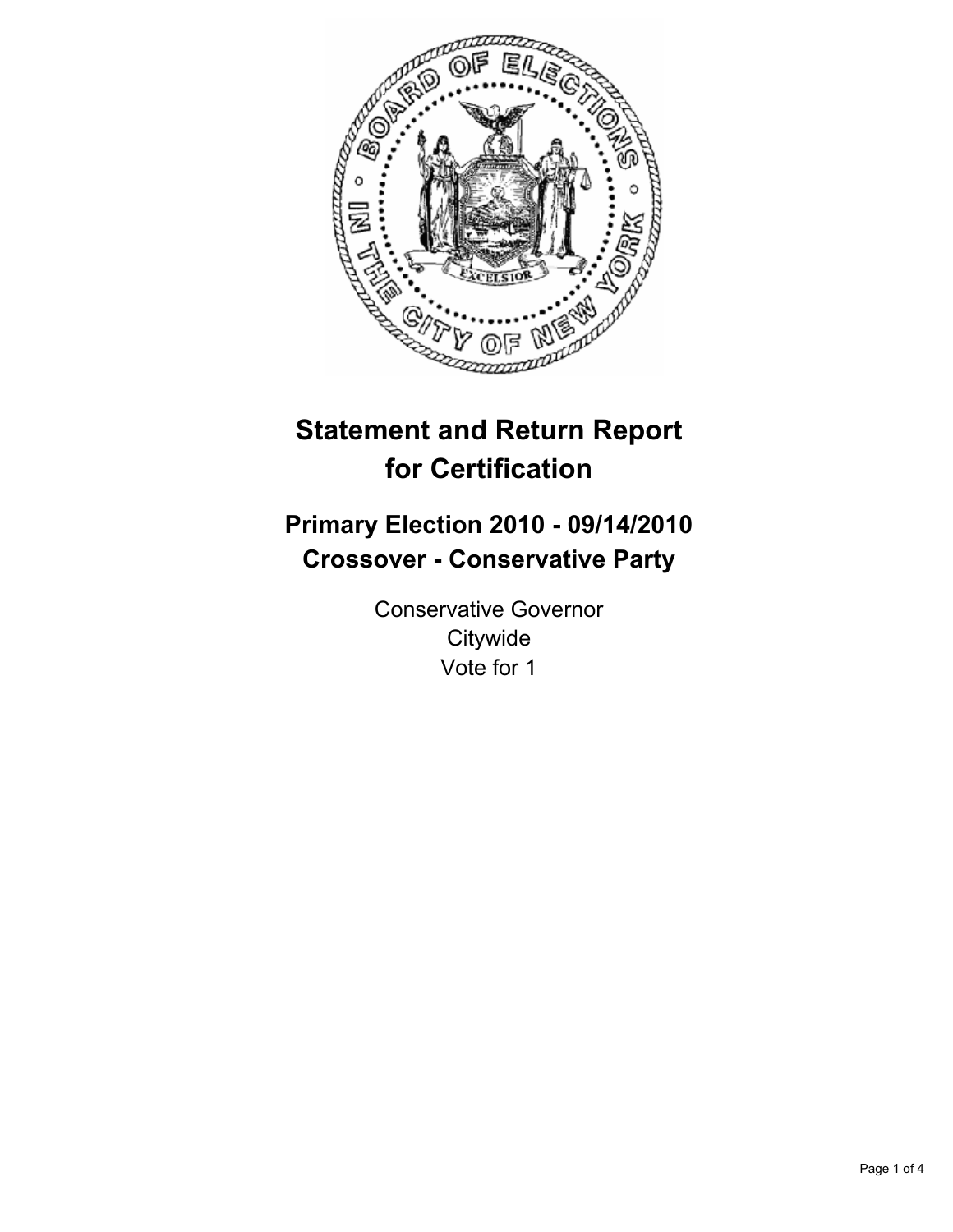# Statement and Return Report for Certification

## Primary Election 2010 - 09/14/2010
## Crossover - Conservative Party

Conservative Governor
Citywide
Vote for 1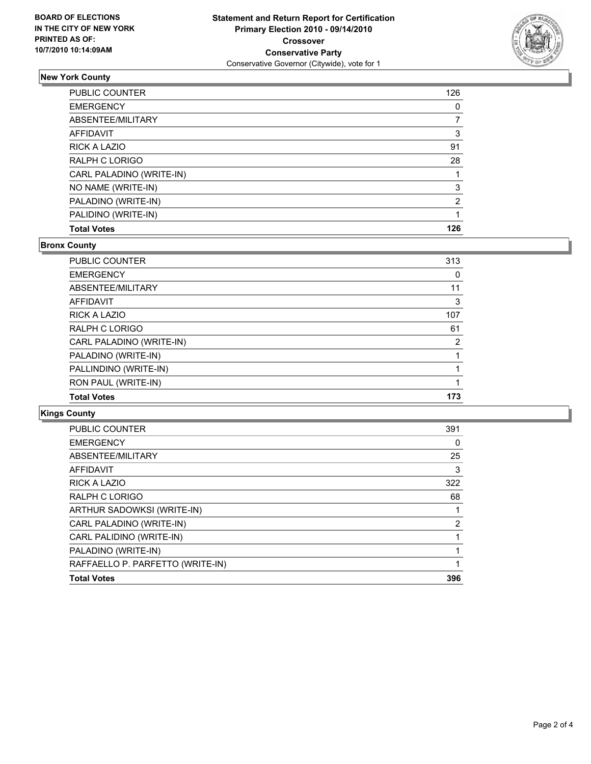**BOARD OF ELECTIONS IN THE CITY OF NEW YORK PRINTED AS OF: 10/7/2010 10:14:09AM**

# Statement and Return Report for Certification
## Primary Election 2010 - 09/14/2010
## Crossover
## Conservative Party
Conservative Governor (Citywide), vote for 1

### New York County

| | |
|---|---|
| PUBLIC COUNTER | 126 |
| EMERGENCY | 0 |
| ABSENTEE/MILITARY | 7 |
| AFFIDAVIT | 3 |
| RICK A LAZIO | 91 |
| RALPH C LORIGO | 28 |
| CARL PALADINO (WRITE-IN) | 1 |
| NO NAME (WRITE-IN) | 3 |
| PALADINO (WRITE-IN) | 2 |
| PALIDINO (WRITE-IN) | 1 |
| **Total Votes** | **126** |

### Bronx County

| | |
|---|---|
| PUBLIC COUNTER | 313 |
| EMERGENCY | 0 |
| ABSENTEE/MILITARY | 11 |
| AFFIDAVIT | 3 |
| RICK A LAZIO | 107 |
| RALPH C LORIGO | 61 |
| CARL PALADINO (WRITE-IN) | 2 |
| PALADINO (WRITE-IN) | 1 |
| PALLINDINO (WRITE-IN) | 1 |
| RON PAUL (WRITE-IN) | 1 |
| **Total Votes** | **173** |

### Kings County

| | |
|---|---|
| PUBLIC COUNTER | 391 |
| EMERGENCY | 0 |
| ABSENTEE/MILITARY | 25 |
| AFFIDAVIT | 3 |
| RICK A LAZIO | 322 |
| RALPH C LORIGO | 68 |
| ARTHUR SADOWKSI (WRITE-IN) | 1 |
| CARL PALADINO (WRITE-IN) | 2 |
| CARL PALIDINO (WRITE-IN) | 1 |
| PALADINO (WRITE-IN) | 1 |
| RAFFAELLO P. PARFETTO (WRITE-IN) | 1 |
| **Total Votes** | **396** |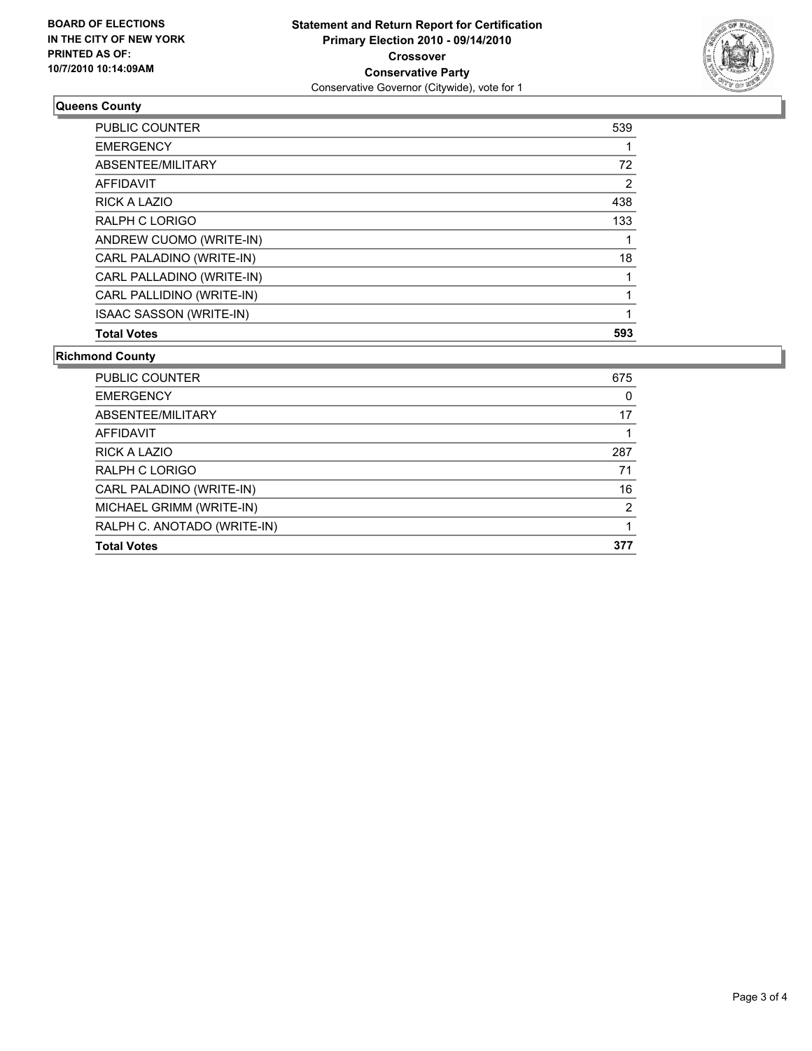**BOARD OF ELECTIONS IN THE CITY OF NEW YORK PRINTED AS OF: 10/7/2010 10:14:09AM**

**Statement and Return Report for Certification**
**Primary Election 2010 - 09/14/2010**
**Crossover**
**Conservative Party**
Conservative Governor (Citywide), vote for 1

### Queens County

| | |
|---|---|
| PUBLIC COUNTER | 539 |
| EMERGENCY | 1 |
| ABSENTEE/MILITARY | 72 |
| AFFIDAVIT | 2 |
| RICK A LAZIO | 438 |
| RALPH C LORIGO | 133 |
| ANDREW CUOMO (WRITE-IN) | 1 |
| CARL PALADINO (WRITE-IN) | 18 |
| CARL PALLADINO (WRITE-IN) | 1 |
| CARL PALLIDINO (WRITE-IN) | 1 |
| ISAAC SASSON (WRITE-IN) | 1 |
| **Total Votes** | **593** |

### Richmond County

| | |
|---|---|
| PUBLIC COUNTER | 675 |
| EMERGENCY | 0 |
| ABSENTEE/MILITARY | 17 |
| AFFIDAVIT | 1 |
| RICK A LAZIO | 287 |
| RALPH C LORIGO | 71 |
| CARL PALADINO (WRITE-IN) | 16 |
| MICHAEL GRIMM (WRITE-IN) | 2 |
| RALPH C. ANOTADO (WRITE-IN) | 1 |
| **Total Votes** | **377** |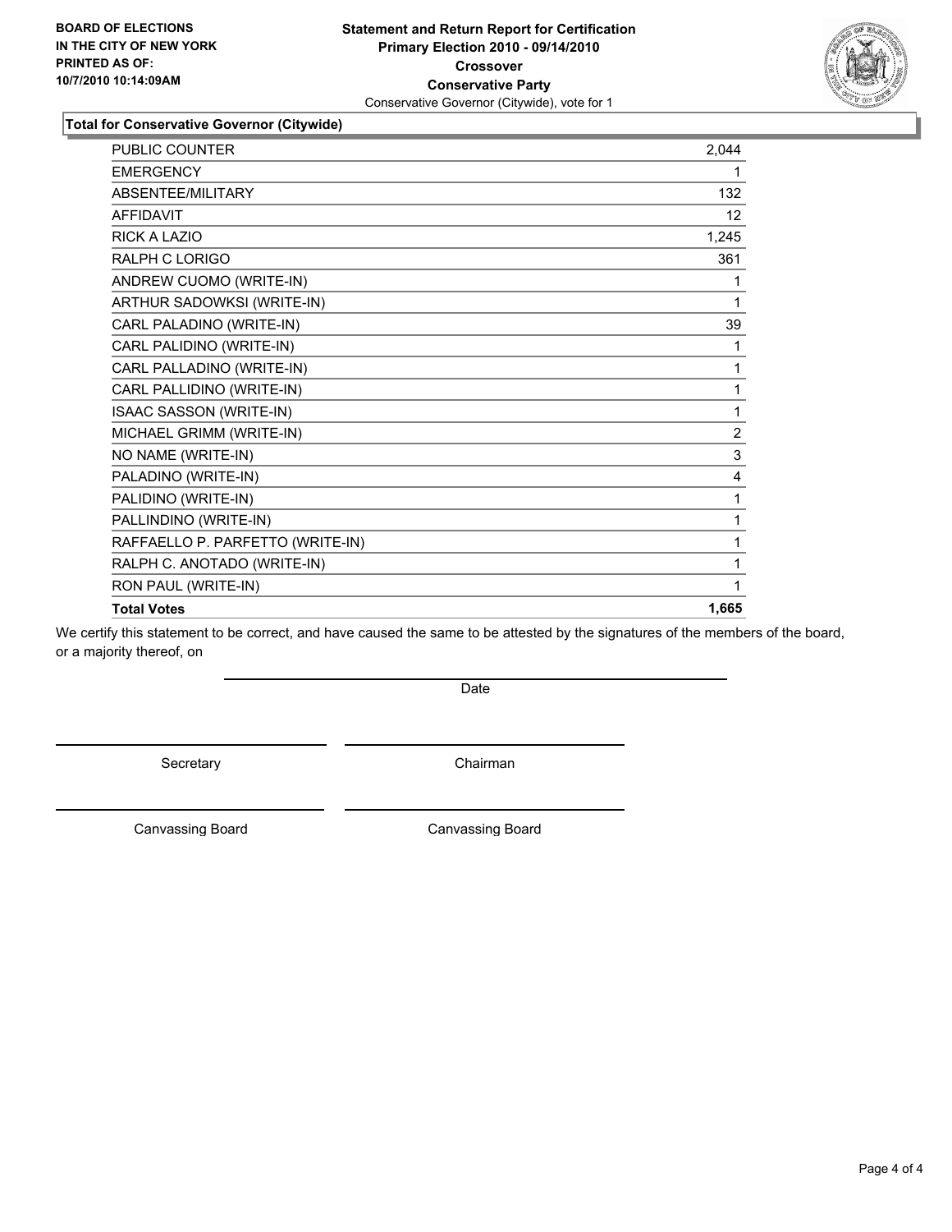**BOARD OF ELECTIONS IN THE CITY OF NEW YORK**
**PRINTED AS OF: 10/7/2010 10:14:09AM**

**Statement and Return Report for Certification**
**Primary Election 2010 - 09/14/2010**
**Crossover**
**Conservative Party**
Conservative Governor (Citywide), vote for 1

**Total for Conservative Governor (Citywide)**

| | |
|---|---|
| PUBLIC COUNTER | 2,044 |
| EMERGENCY | 1 |
| ABSENTEE/MILITARY | 132 |
| AFFIDAVIT | 12 |
| RICK A LAZIO | 1,245 |
| RALPH C LORIGO | 361 |
| ANDREW CUOMO (WRITE-IN) | 1 |
| ARTHUR SADOWKSI (WRITE-IN) | 1 |
| CARL PALADINO (WRITE-IN) | 39 |
| CARL PALIDINO (WRITE-IN) | 1 |
| CARL PALLADINO (WRITE-IN) | 1 |
| CARL PALLIDINO (WRITE-IN) | 1 |
| ISAAC SASSON (WRITE-IN) | 1 |
| MICHAEL GRIMM (WRITE-IN) | 2 |
| NO NAME (WRITE-IN) | 3 |
| PALADINO (WRITE-IN) | 4 |
| PALIDINO (WRITE-IN) | 1 |
| PALLINDINO (WRITE-IN) | 1 |
| RAFFAELLO P. PARFETTO (WRITE-IN) | 1 |
| RALPH C. ANOTADO (WRITE-IN) | 1 |
| RON PAUL (WRITE-IN) | 1 |
| **Total Votes** | **1,665** |

We certify this statement to be correct, and have caused the same to be attested by the signatures of the members of the board, or a majority thereof, on

Date

Secretary

Chairman

Canvassing Board

Canvassing Board